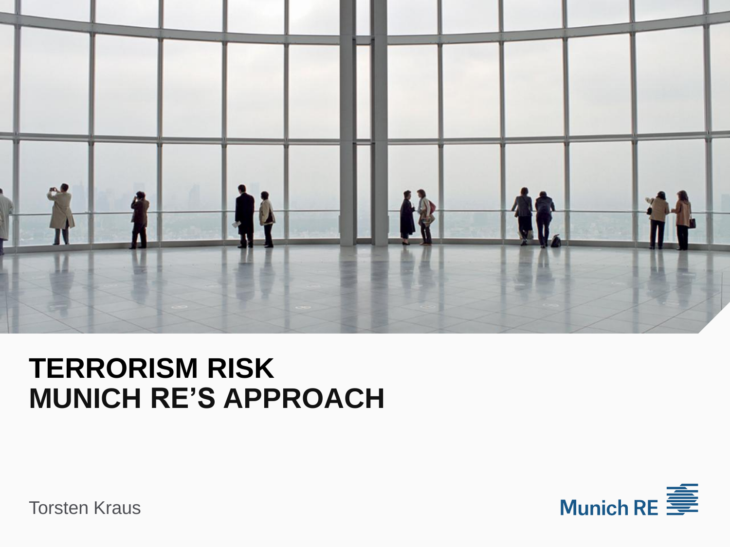# TERRORISM RISK
# MUNICH RE'S APPROACH

Torsten Kraus

Munich RE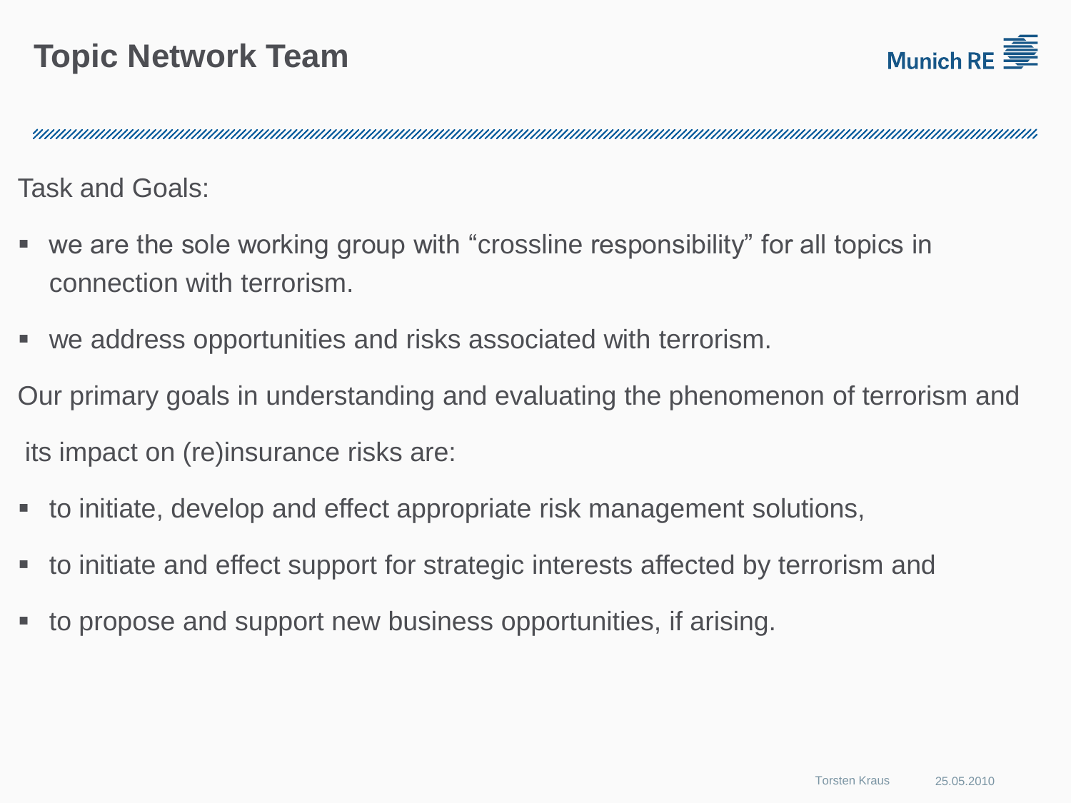# Topic Network Team

Task and Goals:

- we are the sole working group with "crossline responsibility" for all topics in connection with terrorism.
- we address opportunities and risks associated with terrorism.

Our primary goals in understanding and evaluating the phenomenon of terrorism and its impact on (re)insurance risks are:

- to initiate, develop and effect appropriate risk management solutions,
- to initiate and effect support for strategic interests affected by terrorism and
- to propose and support new business opportunities, if arising.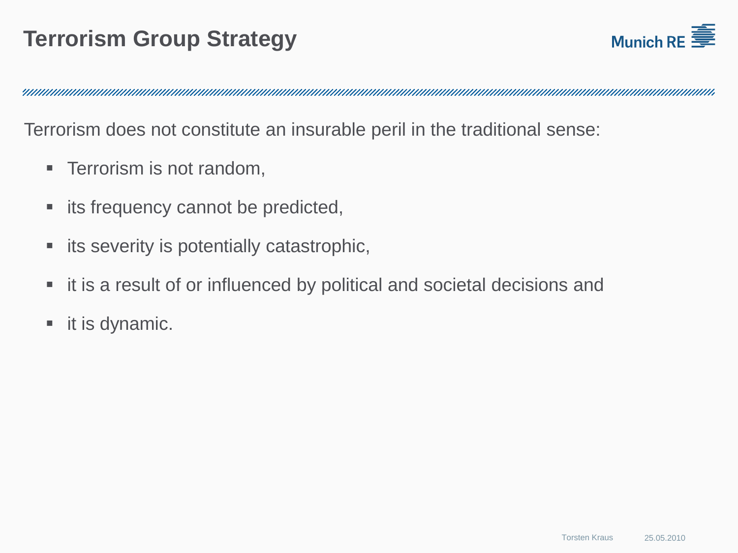# Terrorism Group Strategy

Terrorism does not constitute an insurable peril in the traditional sense:

- Terrorism is not random,
- its frequency cannot be predicted,
- its severity is potentially catastrophic,
- it is a result of or influenced by political and societal decisions and
- it is dynamic.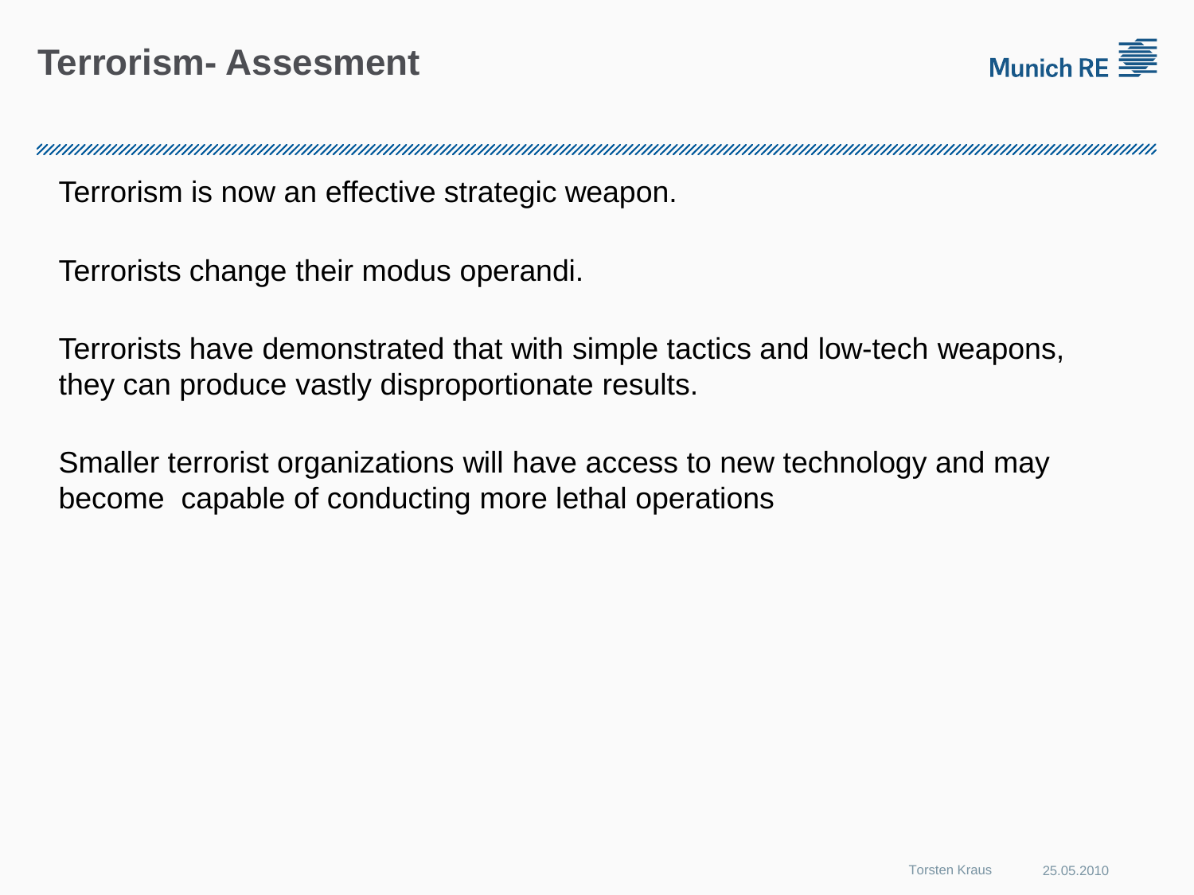# Terrorism- Assesment

Terrorism is now an effective strategic weapon.

Terrorists change their modus operandi.

Terrorists have demonstrated that with simple tactics and low-tech weapons, they can produce vastly disproportionate results.

Smaller terrorist organizations will have access to new technology and may become capable of conducting more lethal operations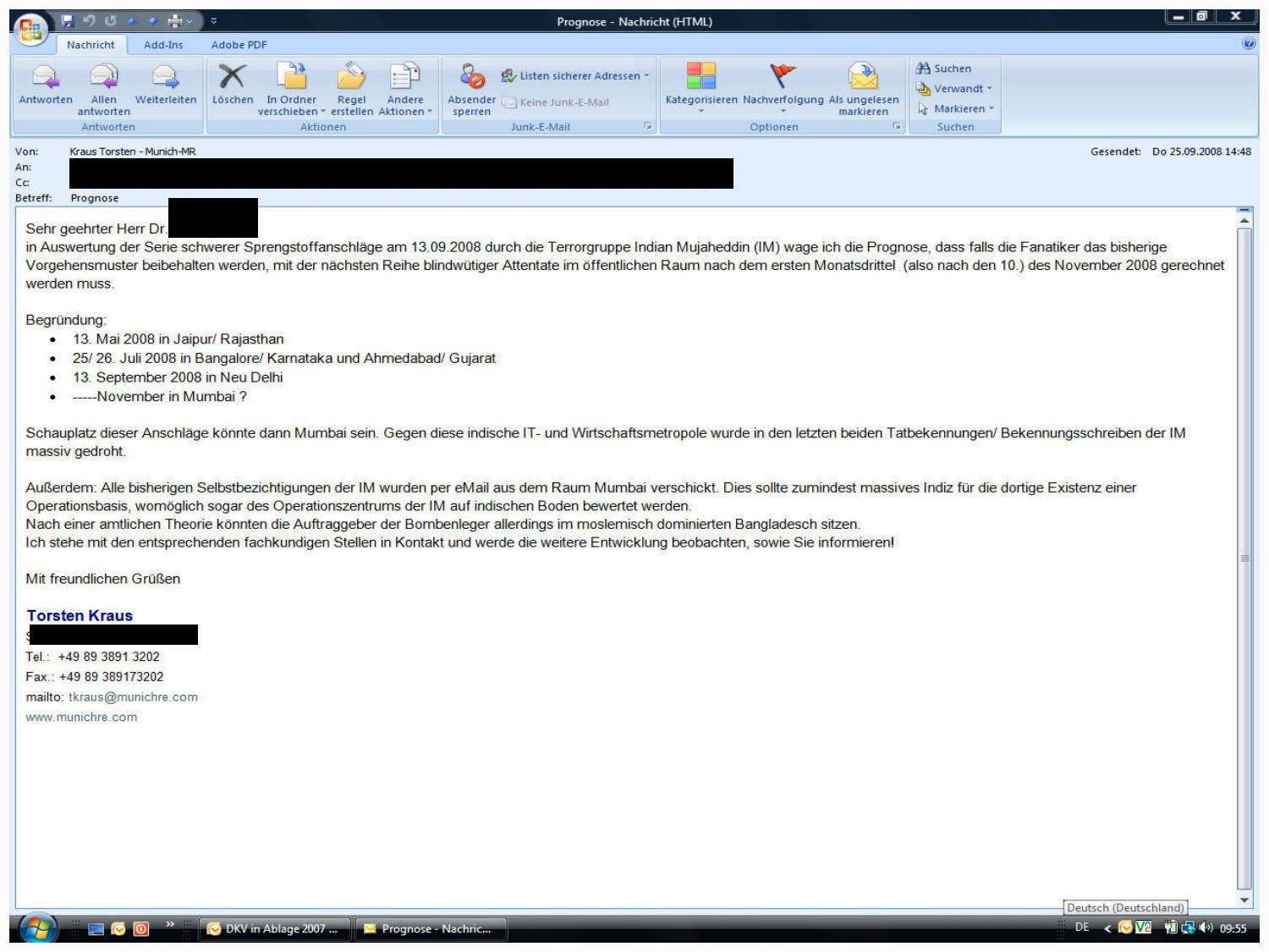Von: Kraus Torsten - Munich-MR

An:

Cc:

Betreff: Prognose

Gesendet: Do 25.09.2008 14:48

Sehr geehrter Herr Dr.

in Auswertung der Serie schwerer Sprengstoffanschläge am 13.09.2008 durch die Terrorgruppe Indian Mujaheddin (IM) wage ich die Prognose, dass falls die Fanatiker das bisherige Vorgehensmuster beibehalten werden, mit der nächsten Reihe blindwütiger Attentate im öffentlichen Raum nach dem ersten Monatsdrittel (also nach den 10.) des November 2008 gerechnet werden muss.

Begründung:

- 13. Mai 2008 in Jaipur/ Rajasthan
- 25/ 26. Juli 2008 in Bangalore/ Karnataka und Ahmedabad/ Gujarat
- 13. September 2008 in Neu Delhi
- -----November in Mumbai ?

Schauplatz dieser Anschläge könnte dann Mumbai sein. Gegen diese indische IT- und Wirtschaftsmetropole wurde in den letzten beiden Tatbekennungen/ Bekennungsschreiben der IM massiv gedroht.

Außerdem: Alle bisherigen Selbstbezichtigungen der IM wurden per eMail aus dem Raum Mumbai verschickt. Dies sollte zumindest massives Indiz für die dortige Existenz einer Operationsbasis, womöglich sogar des Operationszentrums der IM auf indischen Boden bewertet werden.
Nach einer amtlichen Theorie könnten die Auftraggeber der Bombenleger allerdings im moslemisch dominierten Bangladesch sitzen.
Ich stehe mit den entsprechenden fachkundigen Stellen in Kontakt und werde die weitere Entwicklung beobachten, sowie Sie informieren!

Mit freundlichen Grüßen

**Torsten Kraus**

Tel.: +49 89 3891 3202
Fax.: +49 89 389173202
mailto: tkraus@munichre.com
www.munichre.com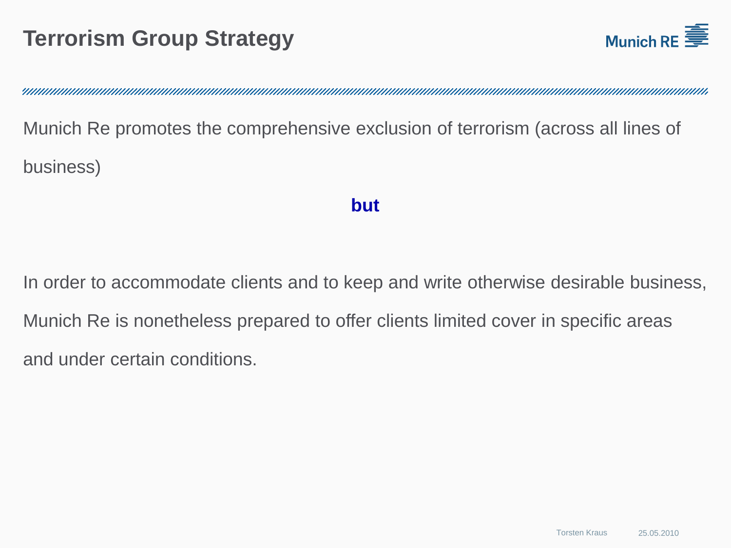# Terrorism Group Strategy

Munich Re promotes the comprehensive exclusion of terrorism (across all lines of business)

**but**

In order to accommodate clients and to keep and write otherwise desirable business, Munich Re is nonetheless prepared to offer clients limited cover in specific areas and under certain conditions.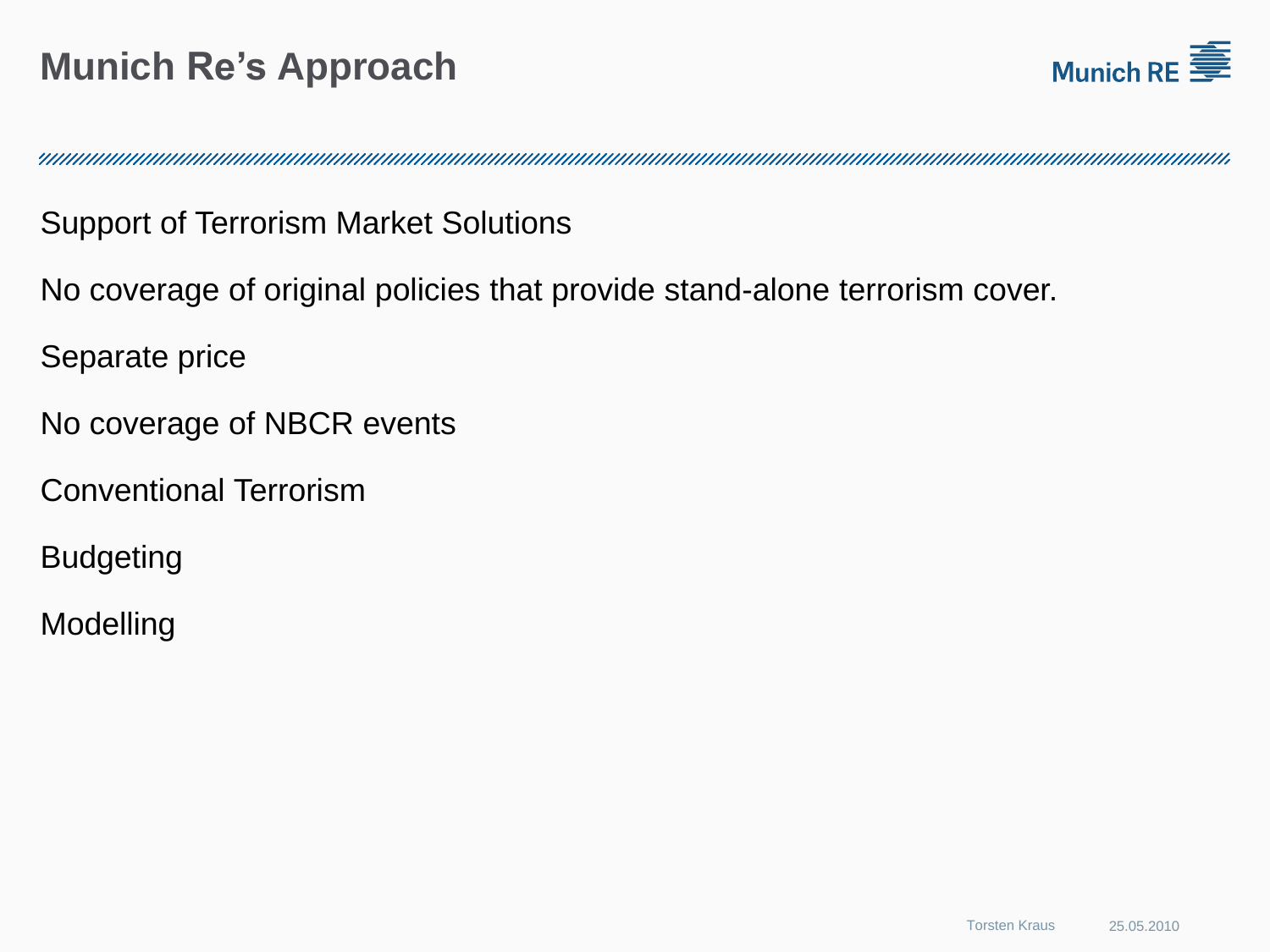# Munich Re's Approach

Support of Terrorism Market Solutions

No coverage of original policies that provide stand-alone terrorism cover.

Separate price

No coverage of NBCR events

Conventional Terrorism

Budgeting

Modelling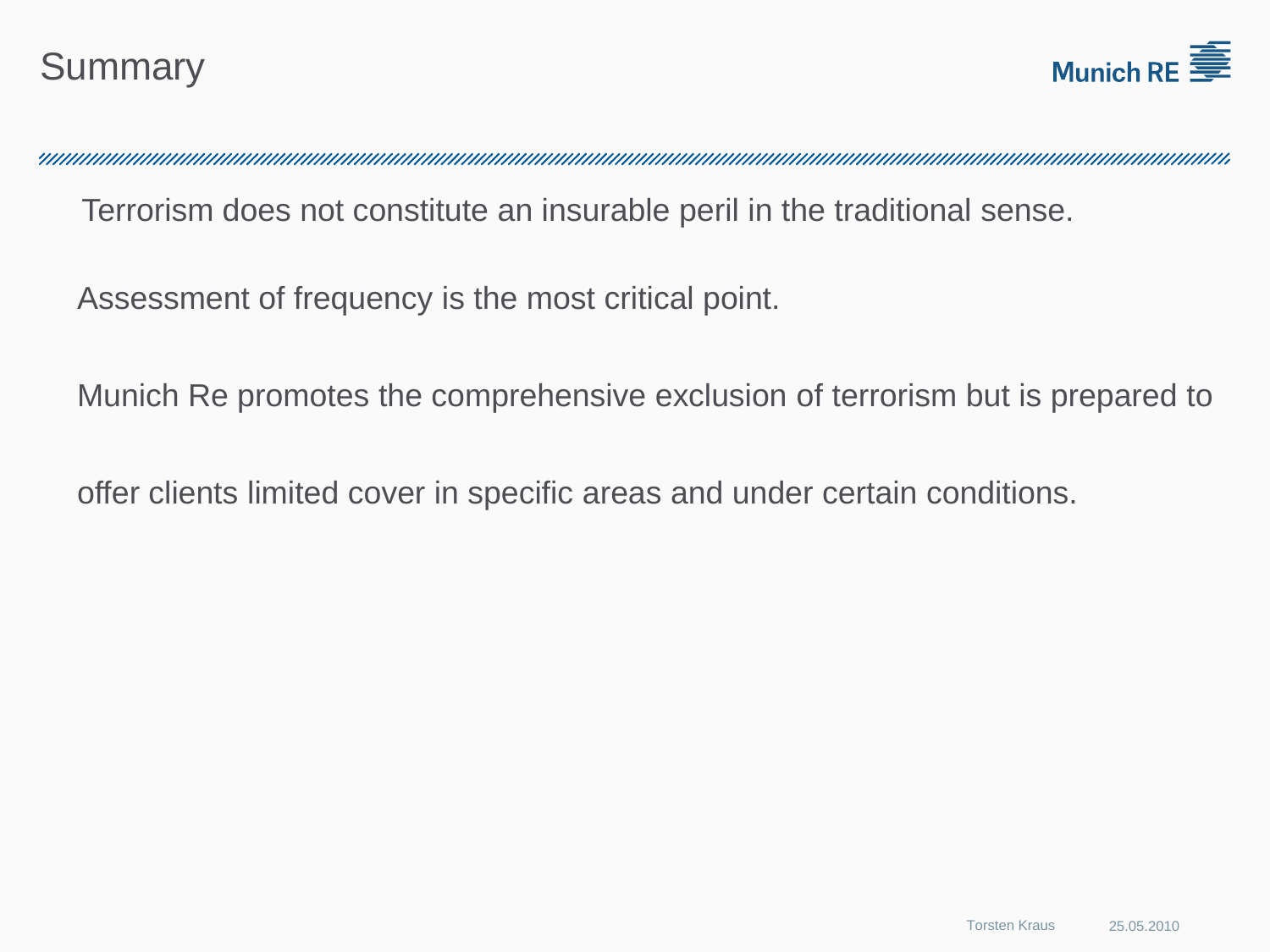# Summary

Terrorism does not constitute an insurable peril in the traditional sense.

Assessment of frequency is the most critical point.

Munich Re promotes the comprehensive exclusion of terrorism but is prepared to offer clients limited cover in specific areas and under certain conditions.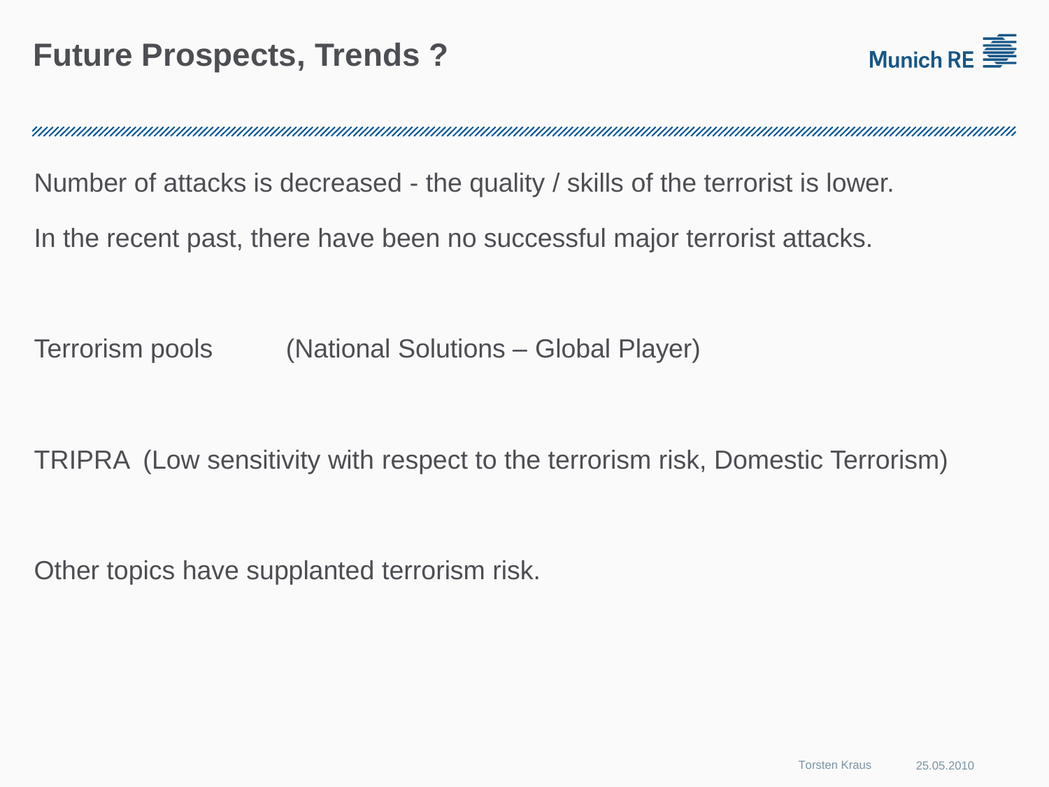# Future Prospects, Trends ?

Number of attacks is decreased - the quality / skills of the terrorist is lower.

In the recent past, there have been no successful major terrorist attacks.

Terrorism pools (National Solutions – Global Player)

TRIPRA (Low sensitivity with respect to the terrorism risk, Domestic Terrorism)

Other topics have supplanted terrorism risk.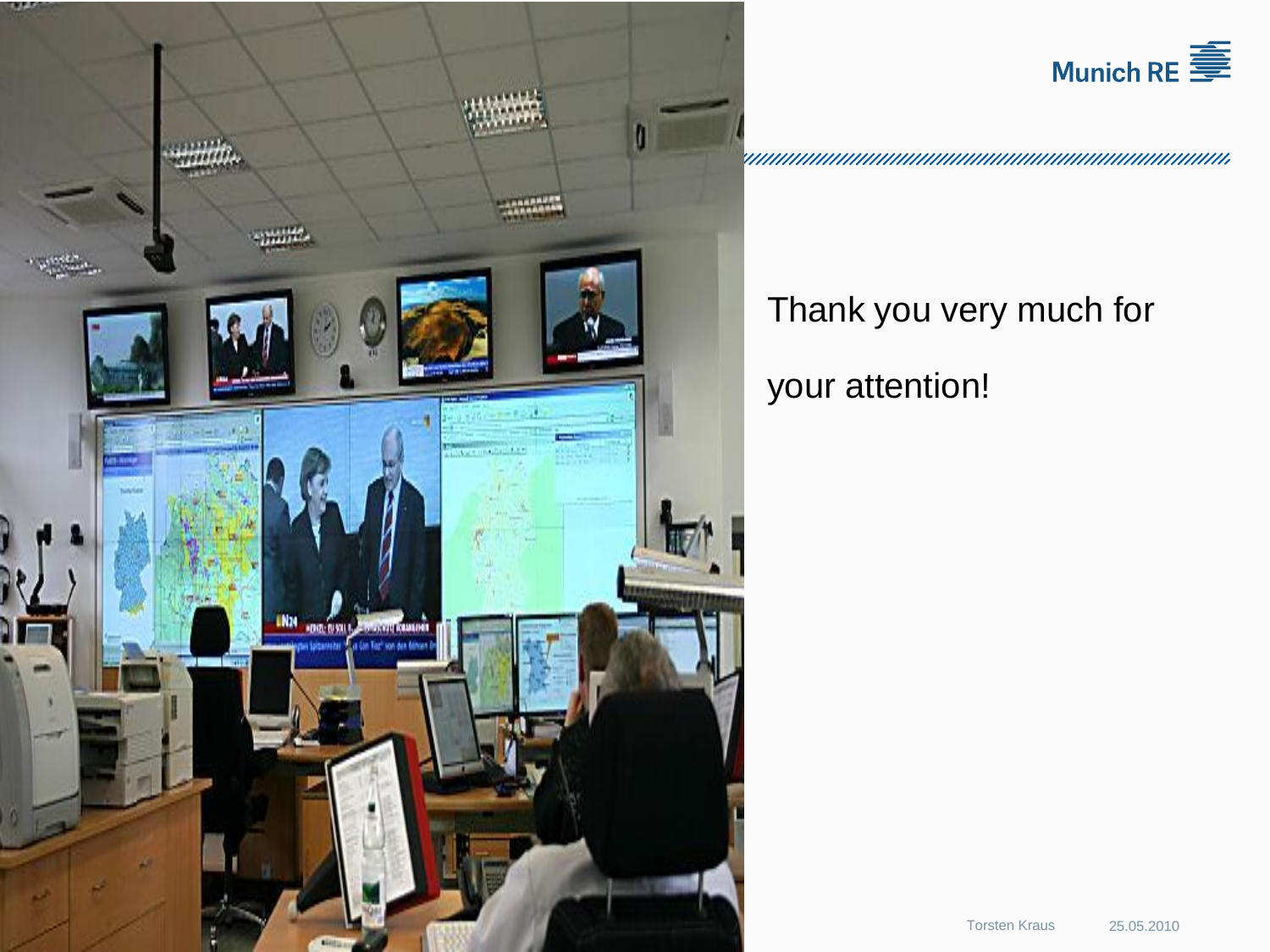Thank you very much for

your attention!